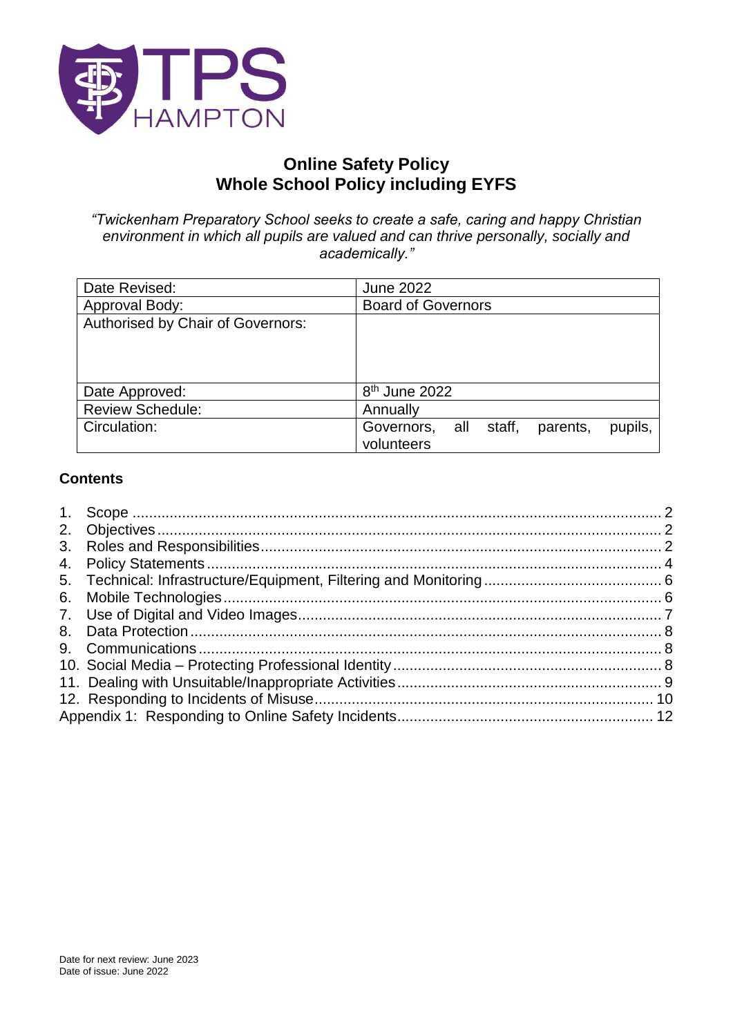# Online Safety Policy
# Whole School Policy including EYFS

*"Twickenham Preparatory School seeks to create a safe, caring and happy Christian environment in which all pupils are valued and can thrive personally, socially and academically."*

| Date Revised: | June 2022 |
|---|---|
| Approval Body: | Board of Governors |
| Authorised by Chair of Governors: | |
| Date Approved: | 8th June 2022 |
| Review Schedule: | Annually |
| Circulation: | Governors, all staff, parents, pupils, volunteers |

## Contents

1. Scope ..... 2
2. Objectives ..... 2
3. Roles and Responsibilities ..... 2
4. Policy Statements ..... 4
5. Technical: Infrastructure/Equipment, Filtering and Monitoring ..... 6
6. Mobile Technologies ..... 6
7. Use of Digital and Video Images ..... 7
8. Data Protection ..... 8
9. Communications ..... 8
10. Social Media – Protecting Professional Identity ..... 8
11. Dealing with Unsuitable/Inappropriate Activities ..... 9
12. Responding to Incidents of Misuse ..... 10

Appendix 1: Responding to Online Safety Incidents ..... 12

Date for next review: June 2023
Date of issue: June 2022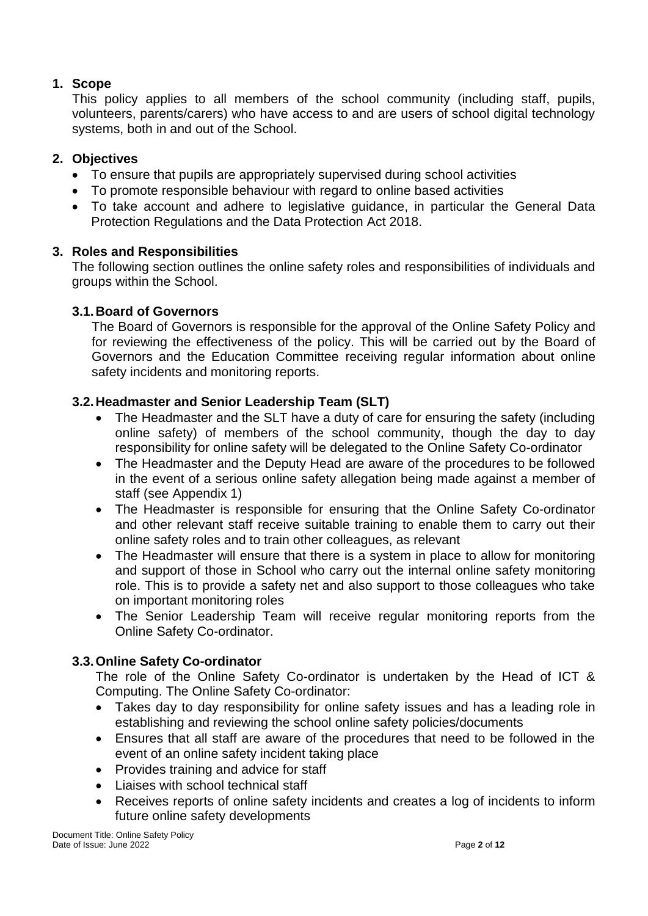## 1. Scope

This policy applies to all members of the school community (including staff, pupils, volunteers, parents/carers) who have access to and are users of school digital technology systems, both in and out of the School.

## 2. Objectives

- To ensure that pupils are appropriately supervised during school activities
- To promote responsible behaviour with regard to online based activities
- To take account and adhere to legislative guidance, in particular the General Data Protection Regulations and the Data Protection Act 2018.

## 3. Roles and Responsibilities

The following section outlines the online safety roles and responsibilities of individuals and groups within the School.

### 3.1. Board of Governors

The Board of Governors is responsible for the approval of the Online Safety Policy and for reviewing the effectiveness of the policy. This will be carried out by the Board of Governors and the Education Committee receiving regular information about online safety incidents and monitoring reports.

### 3.2. Headmaster and Senior Leadership Team (SLT)

- The Headmaster and the SLT have a duty of care for ensuring the safety (including online safety) of members of the school community, though the day to day responsibility for online safety will be delegated to the Online Safety Co-ordinator
- The Headmaster and the Deputy Head are aware of the procedures to be followed in the event of a serious online safety allegation being made against a member of staff (see Appendix 1)
- The Headmaster is responsible for ensuring that the Online Safety Co-ordinator and other relevant staff receive suitable training to enable them to carry out their online safety roles and to train other colleagues, as relevant
- The Headmaster will ensure that there is a system in place to allow for monitoring and support of those in School who carry out the internal online safety monitoring role. This is to provide a safety net and also support to those colleagues who take on important monitoring roles
- The Senior Leadership Team will receive regular monitoring reports from the Online Safety Co-ordinator.

### 3.3. Online Safety Co-ordinator

The role of the Online Safety Co-ordinator is undertaken by the Head of ICT & Computing. The Online Safety Co-ordinator:

- Takes day to day responsibility for online safety issues and has a leading role in establishing and reviewing the school online safety policies/documents
- Ensures that all staff are aware of the procedures that need to be followed in the event of an online safety incident taking place
- Provides training and advice for staff
- Liaises with school technical staff
- Receives reports of online safety incidents and creates a log of incidents to inform future online safety developments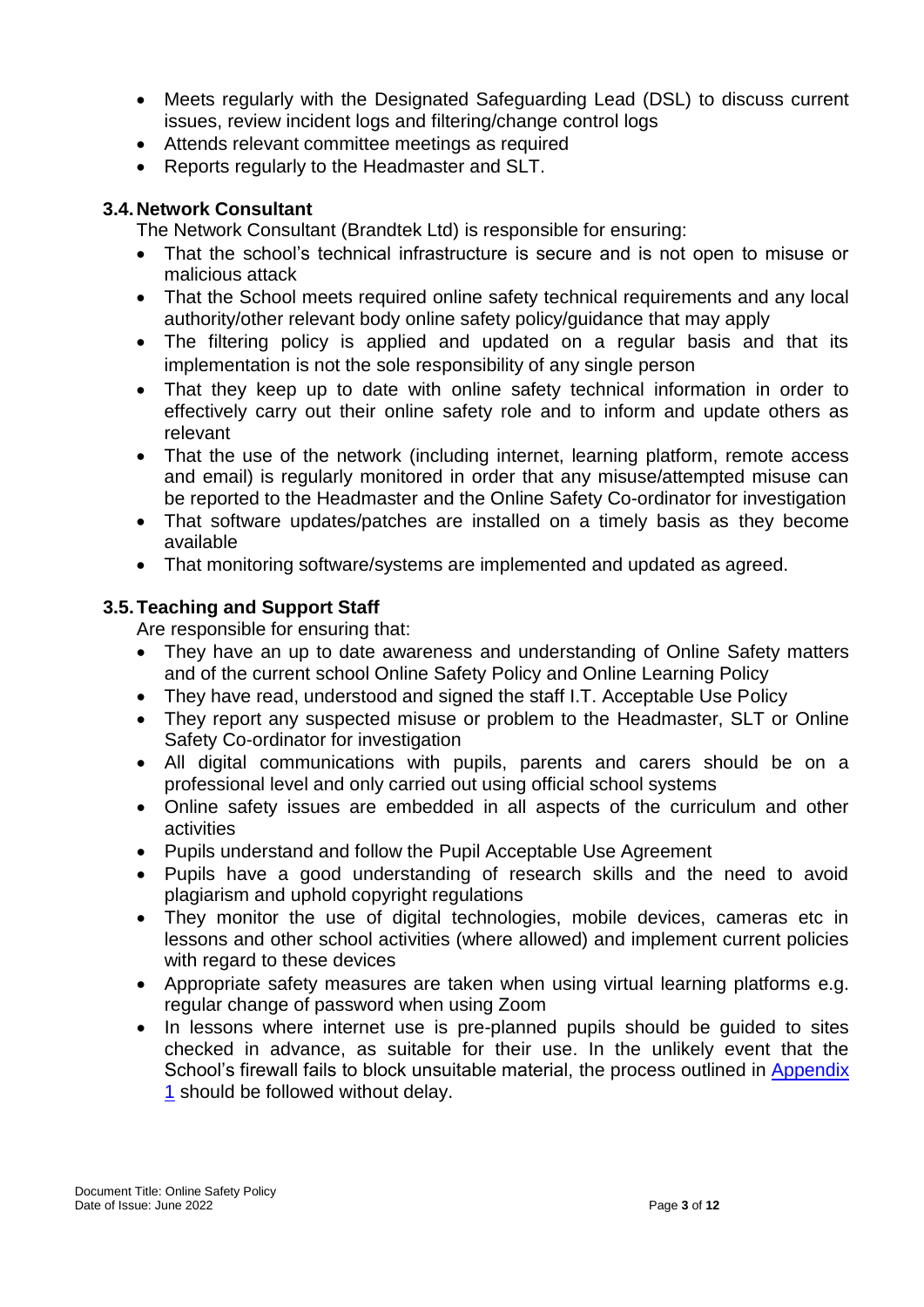- Meets regularly with the Designated Safeguarding Lead (DSL) to discuss current issues, review incident logs and filtering/change control logs
- Attends relevant committee meetings as required
- Reports regularly to the Headmaster and SLT.

### 3.4. Network Consultant

The Network Consultant (Brandtek Ltd) is responsible for ensuring:

- That the school's technical infrastructure is secure and is not open to misuse or malicious attack
- That the School meets required online safety technical requirements and any local authority/other relevant body online safety policy/guidance that may apply
- The filtering policy is applied and updated on a regular basis and that its implementation is not the sole responsibility of any single person
- That they keep up to date with online safety technical information in order to effectively carry out their online safety role and to inform and update others as relevant
- That the use of the network (including internet, learning platform, remote access and email) is regularly monitored in order that any misuse/attempted misuse can be reported to the Headmaster and the Online Safety Co-ordinator for investigation
- That software updates/patches are installed on a timely basis as they become available
- That monitoring software/systems are implemented and updated as agreed.

### 3.5. Teaching and Support Staff

Are responsible for ensuring that:

- They have an up to date awareness and understanding of Online Safety matters and of the current school Online Safety Policy and Online Learning Policy
- They have read, understood and signed the staff I.T. Acceptable Use Policy
- They report any suspected misuse or problem to the Headmaster, SLT or Online Safety Co-ordinator for investigation
- All digital communications with pupils, parents and carers should be on a professional level and only carried out using official school systems
- Online safety issues are embedded in all aspects of the curriculum and other activities
- Pupils understand and follow the Pupil Acceptable Use Agreement
- Pupils have a good understanding of research skills and the need to avoid plagiarism and uphold copyright regulations
- They monitor the use of digital technologies, mobile devices, cameras etc in lessons and other school activities (where allowed) and implement current policies with regard to these devices
- Appropriate safety measures are taken when using virtual learning platforms e.g. regular change of password when using Zoom
- In lessons where internet use is pre-planned pupils should be guided to sites checked in advance, as suitable for their use. In the unlikely event that the School's firewall fails to block unsuitable material, the process outlined in Appendix 1 should be followed without delay.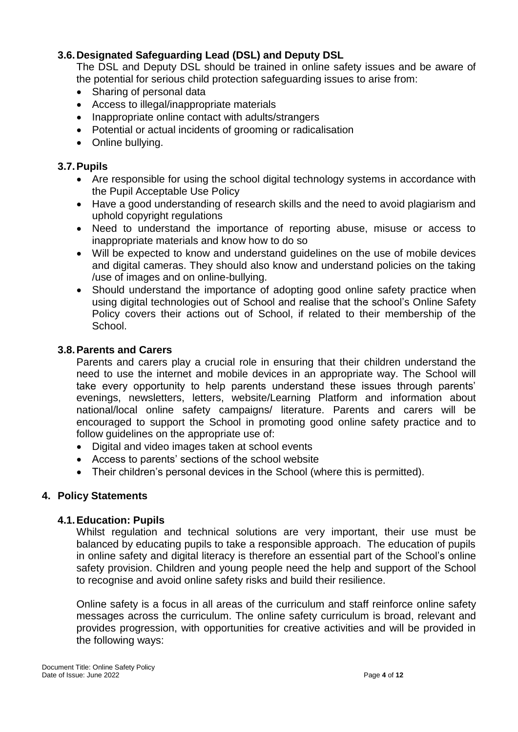### 3.6. Designated Safeguarding Lead (DSL) and Deputy DSL

The DSL and Deputy DSL should be trained in online safety issues and be aware of the potential for serious child protection safeguarding issues to arise from:

- Sharing of personal data
- Access to illegal/inappropriate materials
- Inappropriate online contact with adults/strangers
- Potential or actual incidents of grooming or radicalisation
- Online bullying.

### 3.7. Pupils

- Are responsible for using the school digital technology systems in accordance with the Pupil Acceptable Use Policy
- Have a good understanding of research skills and the need to avoid plagiarism and uphold copyright regulations
- Need to understand the importance of reporting abuse, misuse or access to inappropriate materials and know how to do so
- Will be expected to know and understand guidelines on the use of mobile devices and digital cameras. They should also know and understand policies on the taking /use of images and on online-bullying.
- Should understand the importance of adopting good online safety practice when using digital technologies out of School and realise that the school's Online Safety Policy covers their actions out of School, if related to their membership of the School.

### 3.8. Parents and Carers

Parents and carers play a crucial role in ensuring that their children understand the need to use the internet and mobile devices in an appropriate way. The School will take every opportunity to help parents understand these issues through parents' evenings, newsletters, letters, website/Learning Platform and information about national/local online safety campaigns/ literature. Parents and carers will be encouraged to support the School in promoting good online safety practice and to follow guidelines on the appropriate use of:

- Digital and video images taken at school events
- Access to parents' sections of the school website
- Their children's personal devices in the School (where this is permitted).

## 4. Policy Statements

### 4.1. Education: Pupils

Whilst regulation and technical solutions are very important, their use must be balanced by educating pupils to take a responsible approach. The education of pupils in online safety and digital literacy is therefore an essential part of the School's online safety provision. Children and young people need the help and support of the School to recognise and avoid online safety risks and build their resilience.

Online safety is a focus in all areas of the curriculum and staff reinforce online safety messages across the curriculum. The online safety curriculum is broad, relevant and provides progression, with opportunities for creative activities and will be provided in the following ways: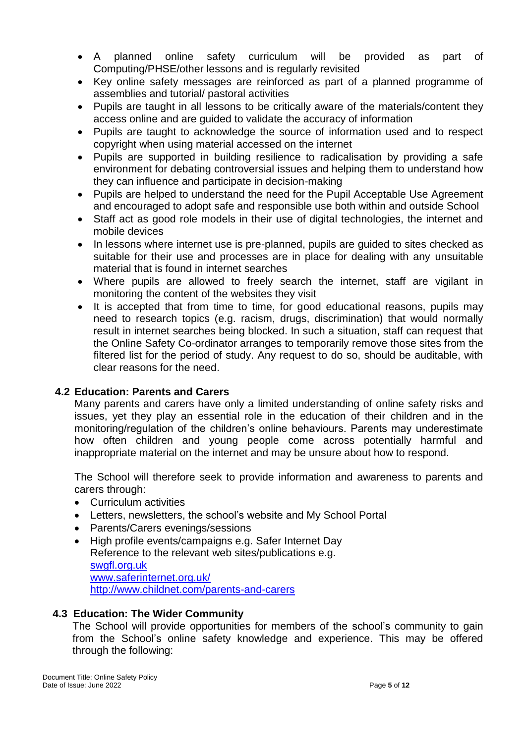- A planned online safety curriculum will be provided as part of Computing/PHSE/other lessons and is regularly revisited
- Key online safety messages are reinforced as part of a planned programme of assemblies and tutorial/ pastoral activities
- Pupils are taught in all lessons to be critically aware of the materials/content they access online and are guided to validate the accuracy of information
- Pupils are taught to acknowledge the source of information used and to respect copyright when using material accessed on the internet
- Pupils are supported in building resilience to radicalisation by providing a safe environment for debating controversial issues and helping them to understand how they can influence and participate in decision-making
- Pupils are helped to understand the need for the Pupil Acceptable Use Agreement and encouraged to adopt safe and responsible use both within and outside School
- Staff act as good role models in their use of digital technologies, the internet and mobile devices
- In lessons where internet use is pre-planned, pupils are guided to sites checked as suitable for their use and processes are in place for dealing with any unsuitable material that is found in internet searches
- Where pupils are allowed to freely search the internet, staff are vigilant in monitoring the content of the websites they visit
- It is accepted that from time to time, for good educational reasons, pupils may need to research topics (e.g. racism, drugs, discrimination) that would normally result in internet searches being blocked. In such a situation, staff can request that the Online Safety Co-ordinator arranges to temporarily remove those sites from the filtered list for the period of study. Any request to do so, should be auditable, with clear reasons for the need.

### 4.2 Education: Parents and Carers

Many parents and carers have only a limited understanding of online safety risks and issues, yet they play an essential role in the education of their children and in the monitoring/regulation of the children's online behaviours. Parents may underestimate how often children and young people come across potentially harmful and inappropriate material on the internet and may be unsure about how to respond.

The School will therefore seek to provide information and awareness to parents and carers through:

- Curriculum activities
- Letters, newsletters, the school's website and My School Portal
- Parents/Carers evenings/sessions
- High profile events/campaigns e.g. Safer Internet Day
  Reference to the relevant web sites/publications e.g.
  swgfl.org.uk
  www.saferinternet.org.uk/
  http://www.childnet.com/parents-and-carers

### 4.3 Education: The Wider Community

The School will provide opportunities for members of the school's community to gain from the School's online safety knowledge and experience. This may be offered through the following: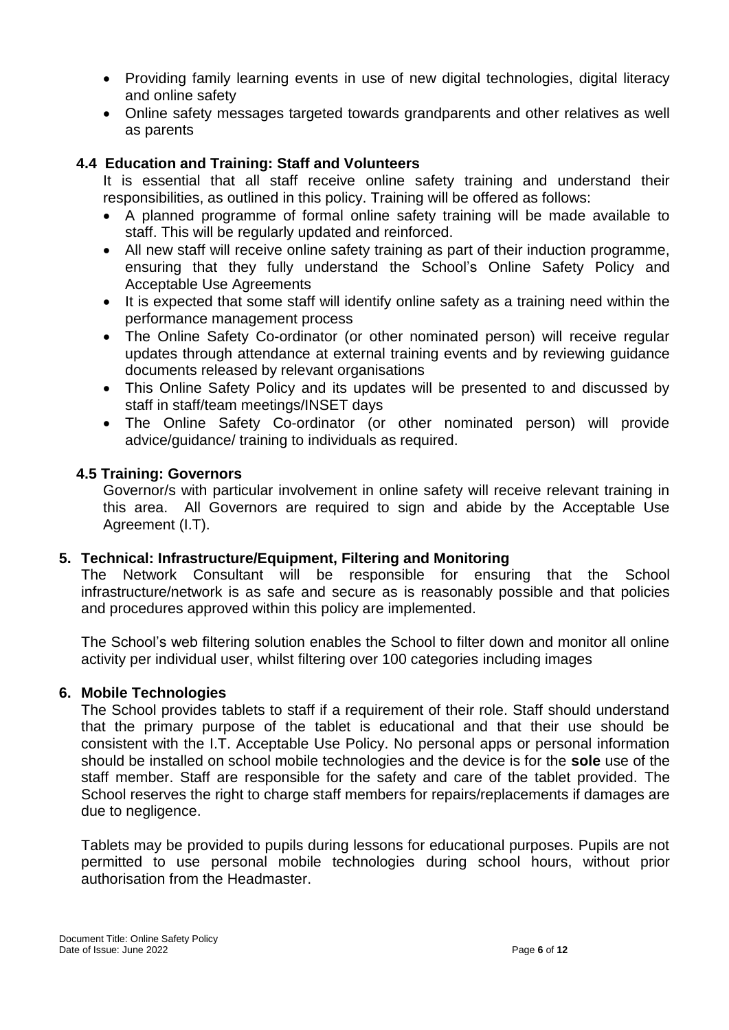- Providing family learning events in use of new digital technologies, digital literacy and online safety
- Online safety messages targeted towards grandparents and other relatives as well as parents

### 4.4 Education and Training: Staff and Volunteers

It is essential that all staff receive online safety training and understand their responsibilities, as outlined in this policy. Training will be offered as follows:

- A planned programme of formal online safety training will be made available to staff. This will be regularly updated and reinforced.
- All new staff will receive online safety training as part of their induction programme, ensuring that they fully understand the School's Online Safety Policy and Acceptable Use Agreements
- It is expected that some staff will identify online safety as a training need within the performance management process
- The Online Safety Co-ordinator (or other nominated person) will receive regular updates through attendance at external training events and by reviewing guidance documents released by relevant organisations
- This Online Safety Policy and its updates will be presented to and discussed by staff in staff/team meetings/INSET days
- The Online Safety Co-ordinator (or other nominated person) will provide advice/guidance/ training to individuals as required.

### 4.5 Training: Governors

Governor/s with particular involvement in online safety will receive relevant training in this area. All Governors are required to sign and abide by the Acceptable Use Agreement (I.T).

## 5. Technical: Infrastructure/Equipment, Filtering and Monitoring

The Network Consultant will be responsible for ensuring that the School infrastructure/network is as safe and secure as is reasonably possible and that policies and procedures approved within this policy are implemented.

The School's web filtering solution enables the School to filter down and monitor all online activity per individual user, whilst filtering over 100 categories including images

## 6. Mobile Technologies

The School provides tablets to staff if a requirement of their role. Staff should understand that the primary purpose of the tablet is educational and that their use should be consistent with the I.T. Acceptable Use Policy. No personal apps or personal information should be installed on school mobile technologies and the device is for the **sole** use of the staff member. Staff are responsible for the safety and care of the tablet provided. The School reserves the right to charge staff members for repairs/replacements if damages are due to negligence.

Tablets may be provided to pupils during lessons for educational purposes. Pupils are not permitted to use personal mobile technologies during school hours, without prior authorisation from the Headmaster.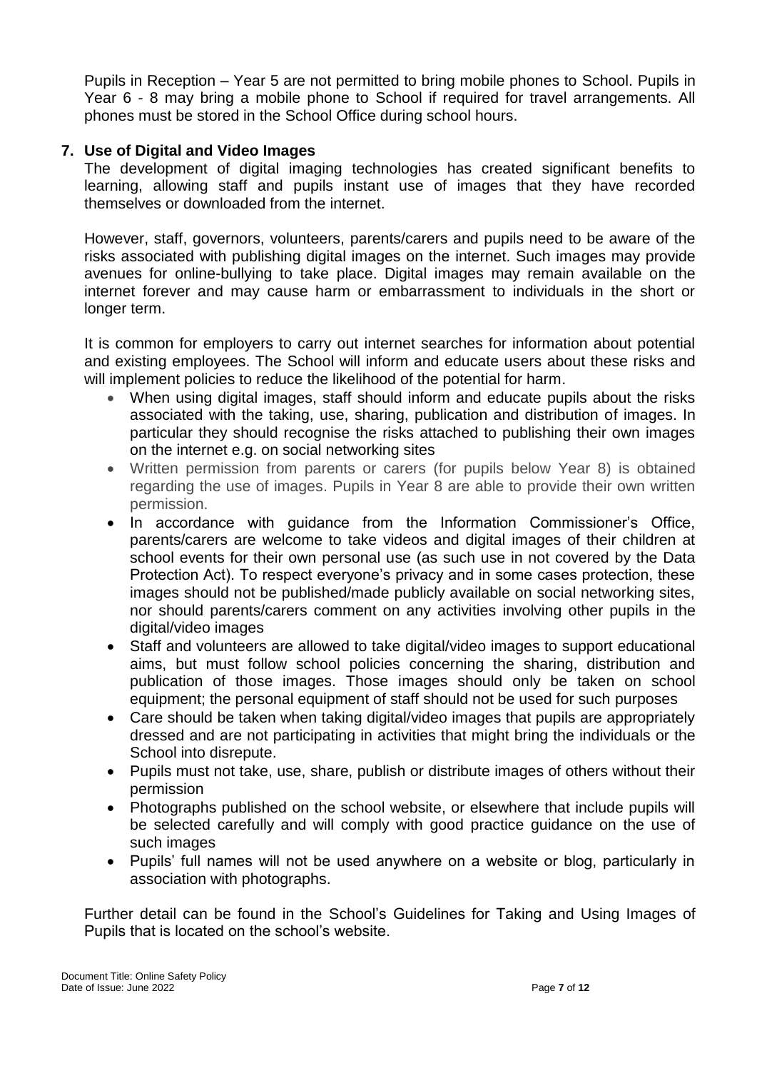Pupils in Reception – Year 5 are not permitted to bring mobile phones to School. Pupils in Year 6 - 8 may bring a mobile phone to School if required for travel arrangements. All phones must be stored in the School Office during school hours.

## 7. Use of Digital and Video Images

The development of digital imaging technologies has created significant benefits to learning, allowing staff and pupils instant use of images that they have recorded themselves or downloaded from the internet.

However, staff, governors, volunteers, parents/carers and pupils need to be aware of the risks associated with publishing digital images on the internet. Such images may provide avenues for online-bullying to take place. Digital images may remain available on the internet forever and may cause harm or embarrassment to individuals in the short or longer term.

It is common for employers to carry out internet searches for information about potential and existing employees. The School will inform and educate users about these risks and will implement policies to reduce the likelihood of the potential for harm.

- When using digital images, staff should inform and educate pupils about the risks associated with the taking, use, sharing, publication and distribution of images. In particular they should recognise the risks attached to publishing their own images on the internet e.g. on social networking sites
- Written permission from parents or carers (for pupils below Year 8) is obtained regarding the use of images. Pupils in Year 8 are able to provide their own written permission.
- In accordance with guidance from the Information Commissioner's Office, parents/carers are welcome to take videos and digital images of their children at school events for their own personal use (as such use in not covered by the Data Protection Act). To respect everyone's privacy and in some cases protection, these images should not be published/made publicly available on social networking sites, nor should parents/carers comment on any activities involving other pupils in the digital/video images
- Staff and volunteers are allowed to take digital/video images to support educational aims, but must follow school policies concerning the sharing, distribution and publication of those images. Those images should only be taken on school equipment; the personal equipment of staff should not be used for such purposes
- Care should be taken when taking digital/video images that pupils are appropriately dressed and are not participating in activities that might bring the individuals or the School into disrepute.
- Pupils must not take, use, share, publish or distribute images of others without their permission
- Photographs published on the school website, or elsewhere that include pupils will be selected carefully and will comply with good practice guidance on the use of such images
- Pupils' full names will not be used anywhere on a website or blog, particularly in association with photographs.

Further detail can be found in the School's Guidelines for Taking and Using Images of Pupils that is located on the school's website.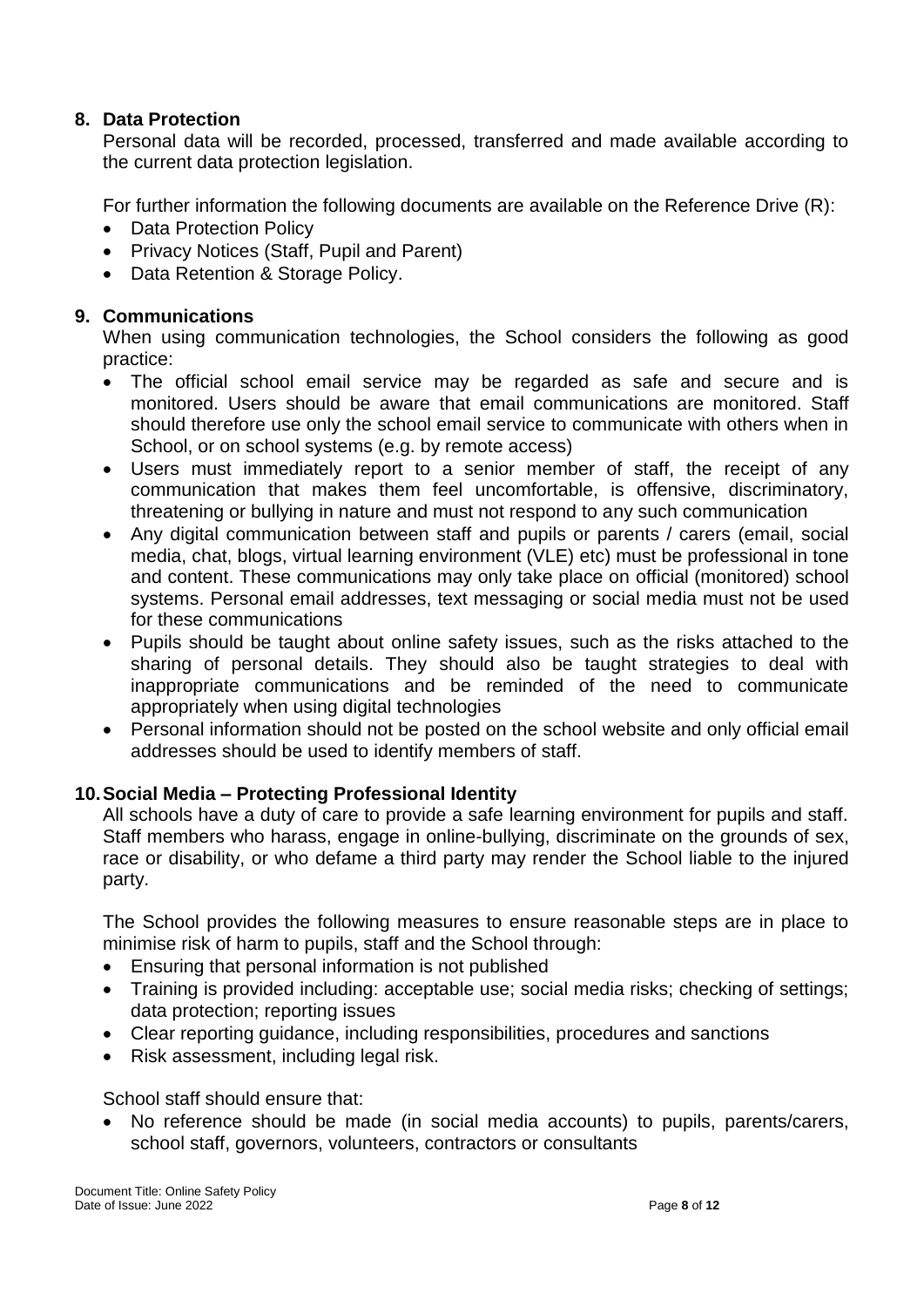## 8. Data Protection

Personal data will be recorded, processed, transferred and made available according to the current data protection legislation.

For further information the following documents are available on the Reference Drive (R):

- Data Protection Policy
- Privacy Notices (Staff, Pupil and Parent)
- Data Retention & Storage Policy.

## 9. Communications

When using communication technologies, the School considers the following as good practice:

- The official school email service may be regarded as safe and secure and is monitored. Users should be aware that email communications are monitored. Staff should therefore use only the school email service to communicate with others when in School, or on school systems (e.g. by remote access)
- Users must immediately report to a senior member of staff, the receipt of any communication that makes them feel uncomfortable, is offensive, discriminatory, threatening or bullying in nature and must not respond to any such communication
- Any digital communication between staff and pupils or parents / carers (email, social media, chat, blogs, virtual learning environment (VLE) etc) must be professional in tone and content. These communications may only take place on official (monitored) school systems. Personal email addresses, text messaging or social media must not be used for these communications
- Pupils should be taught about online safety issues, such as the risks attached to the sharing of personal details. They should also be taught strategies to deal with inappropriate communications and be reminded of the need to communicate appropriately when using digital technologies
- Personal information should not be posted on the school website and only official email addresses should be used to identify members of staff.

## 10. Social Media – Protecting Professional Identity

All schools have a duty of care to provide a safe learning environment for pupils and staff. Staff members who harass, engage in online-bullying, discriminate on the grounds of sex, race or disability, or who defame a third party may render the School liable to the injured party.

The School provides the following measures to ensure reasonable steps are in place to minimise risk of harm to pupils, staff and the School through:

- Ensuring that personal information is not published
- Training is provided including: acceptable use; social media risks; checking of settings; data protection; reporting issues
- Clear reporting guidance, including responsibilities, procedures and sanctions
- Risk assessment, including legal risk.

School staff should ensure that:

- No reference should be made (in social media accounts) to pupils, parents/carers, school staff, governors, volunteers, contractors or consultants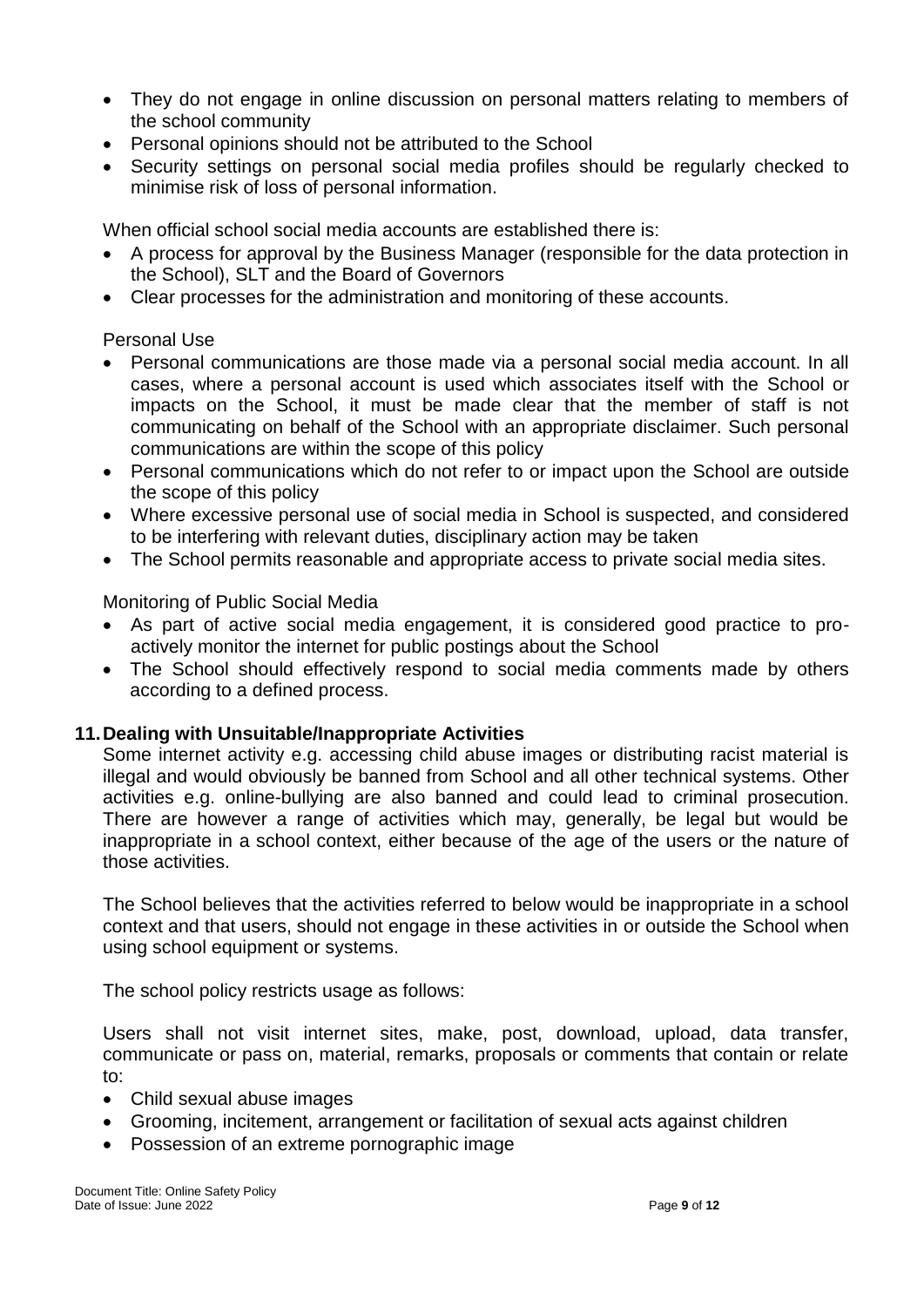- They do not engage in online discussion on personal matters relating to members of the school community
- Personal opinions should not be attributed to the School
- Security settings on personal social media profiles should be regularly checked to minimise risk of loss of personal information.

When official school social media accounts are established there is:

- A process for approval by the Business Manager (responsible for the data protection in the School), SLT and the Board of Governors
- Clear processes for the administration and monitoring of these accounts.

Personal Use

- Personal communications are those made via a personal social media account. In all cases, where a personal account is used which associates itself with the School or impacts on the School, it must be made clear that the member of staff is not communicating on behalf of the School with an appropriate disclaimer. Such personal communications are within the scope of this policy
- Personal communications which do not refer to or impact upon the School are outside the scope of this policy
- Where excessive personal use of social media in School is suspected, and considered to be interfering with relevant duties, disciplinary action may be taken
- The School permits reasonable and appropriate access to private social media sites.

Monitoring of Public Social Media

- As part of active social media engagement, it is considered good practice to pro-actively monitor the internet for public postings about the School
- The School should effectively respond to social media comments made by others according to a defined process.

## 11. Dealing with Unsuitable/Inappropriate Activities

Some internet activity e.g. accessing child abuse images or distributing racist material is illegal and would obviously be banned from School and all other technical systems. Other activities e.g. online-bullying are also banned and could lead to criminal prosecution. There are however a range of activities which may, generally, be legal but would be inappropriate in a school context, either because of the age of the users or the nature of those activities.

The School believes that the activities referred to below would be inappropriate in a school context and that users, should not engage in these activities in or outside the School when using school equipment or systems.

The school policy restricts usage as follows:

Users shall not visit internet sites, make, post, download, upload, data transfer, communicate or pass on, material, remarks, proposals or comments that contain or relate to:

- Child sexual abuse images
- Grooming, incitement, arrangement or facilitation of sexual acts against children
- Possession of an extreme pornographic image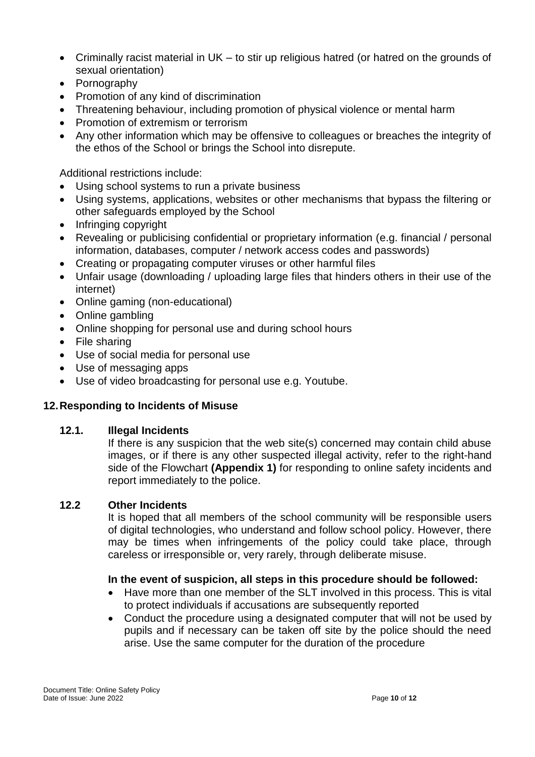- Criminally racist material in UK – to stir up religious hatred (or hatred on the grounds of sexual orientation)
- Pornography
- Promotion of any kind of discrimination
- Threatening behaviour, including promotion of physical violence or mental harm
- Promotion of extremism or terrorism
- Any other information which may be offensive to colleagues or breaches the integrity of the ethos of the School or brings the School into disrepute.

Additional restrictions include:

- Using school systems to run a private business
- Using systems, applications, websites or other mechanisms that bypass the filtering or other safeguards employed by the School
- Infringing copyright
- Revealing or publicising confidential or proprietary information (e.g. financial / personal information, databases, computer / network access codes and passwords)
- Creating or propagating computer viruses or other harmful files
- Unfair usage (downloading / uploading large files that hinders others in their use of the internet)
- Online gaming (non-educational)
- Online gambling
- Online shopping for personal use and during school hours
- File sharing
- Use of social media for personal use
- Use of messaging apps
- Use of video broadcasting for personal use e.g. Youtube.

## 12. Responding to Incidents of Misuse

### 12.1. Illegal Incidents

If there is any suspicion that the web site(s) concerned may contain child abuse images, or if there is any other suspected illegal activity, refer to the right-hand side of the Flowchart **(Appendix 1)** for responding to online safety incidents and report immediately to the police.

### 12.2 Other Incidents

It is hoped that all members of the school community will be responsible users of digital technologies, who understand and follow school policy. However, there may be times when infringements of the policy could take place, through careless or irresponsible or, very rarely, through deliberate misuse.

**In the event of suspicion, all steps in this procedure should be followed:**

- Have more than one member of the SLT involved in this process. This is vital to protect individuals if accusations are subsequently reported
- Conduct the procedure using a designated computer that will not be used by pupils and if necessary can be taken off site by the police should the need arise. Use the same computer for the duration of the procedure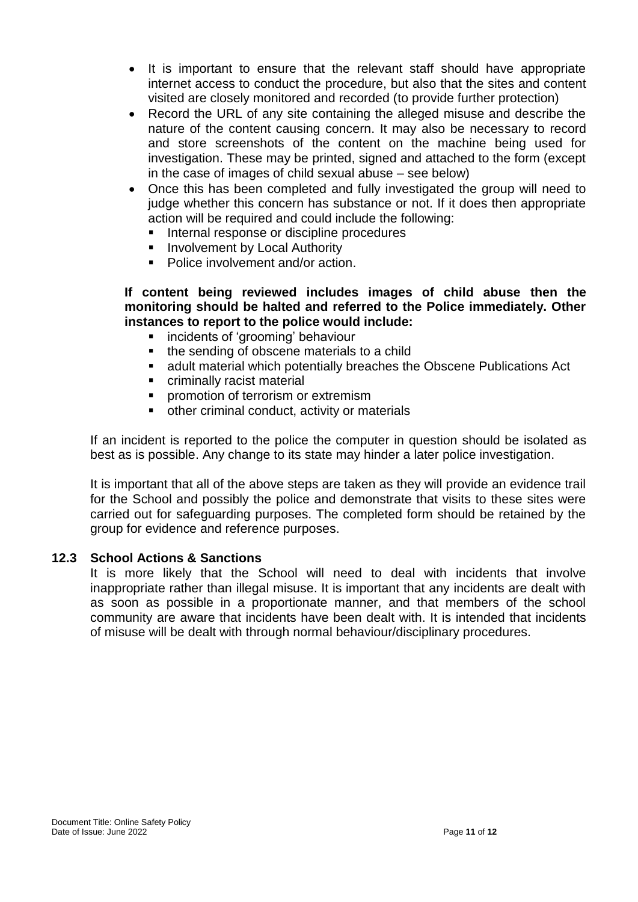- It is important to ensure that the relevant staff should have appropriate internet access to conduct the procedure, but also that the sites and content visited are closely monitored and recorded (to provide further protection)
- Record the URL of any site containing the alleged misuse and describe the nature of the content causing concern. It may also be necessary to record and store screenshots of the content on the machine being used for investigation. These may be printed, signed and attached to the form (except in the case of images of child sexual abuse – see below)
- Once this has been completed and fully investigated the group will need to judge whether this concern has substance or not. If it does then appropriate action will be required and could include the following:
  - Internal response or discipline procedures
  - Involvement by Local Authority
  - Police involvement and/or action.

**If content being reviewed includes images of child abuse then the monitoring should be halted and referred to the Police immediately. Other instances to report to the police would include:**

- incidents of 'grooming' behaviour
- the sending of obscene materials to a child
- adult material which potentially breaches the Obscene Publications Act
- criminally racist material
- promotion of terrorism or extremism
- other criminal conduct, activity or materials

If an incident is reported to the police the computer in question should be isolated as best as is possible. Any change to its state may hinder a later police investigation.

It is important that all of the above steps are taken as they will provide an evidence trail for the School and possibly the police and demonstrate that visits to these sites were carried out for safeguarding purposes. The completed form should be retained by the group for evidence and reference purposes.

### 12.3 School Actions & Sanctions

It is more likely that the School will need to deal with incidents that involve inappropriate rather than illegal misuse. It is important that any incidents are dealt with as soon as possible in a proportionate manner, and that members of the school community are aware that incidents have been dealt with. It is intended that incidents of misuse will be dealt with through normal behaviour/disciplinary procedures.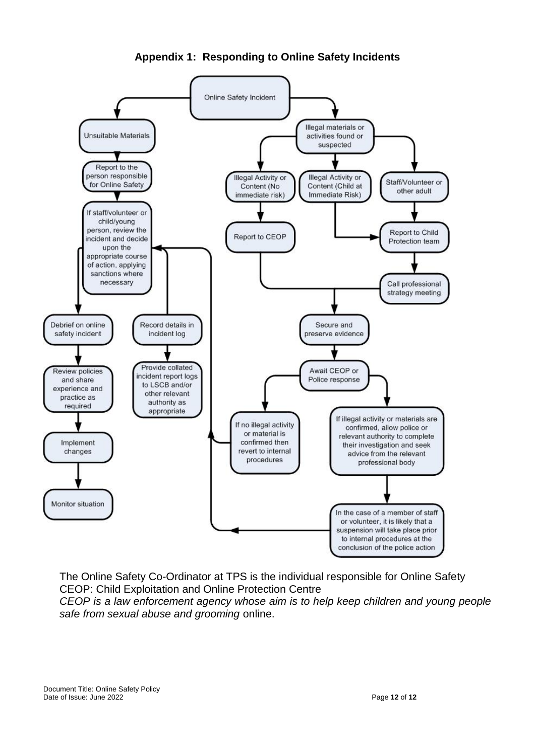### Appendix 1: Responding to Online Safety Incidents

Online Safety Incident

Unsuitable Materials

Report to the person responsible for Online Safety

If staff/volunteer or child/young person, review the incident and decide upon the appropriate course of action, applying sanctions where necessary

Debrief on online safety incident

Review policies and share experience and practice as required

Implement changes

Monitor situation

Record details in incident log

Provide collated incident report logs to LSCB and/or other relevant authority as appropriate

Illegal materials or activities found or suspected

Illegal Activity or Content (No immediate risk)

Illegal Activity or Content (Child at Immediate Risk)

Staff/Volunteer or other adult

Report to CEOP

Report to Child Protection team

Call professional strategy meeting

Secure and preserve evidence

Await CEOP or Police response

If no illegal activity or material is confirmed then revert to internal procedures

If illegal activity or materials are confirmed, allow police or relevant authority to complete their investigation and seek advice from the relevant professional body

In the case of a member of staff or volunteer, it is likely that a suspension will take place prior to internal procedures at the conclusion of the police action

The Online Safety Co-Ordinator at TPS is the individual responsible for Online Safety
CEOP: Child Exploitation and Online Protection Centre
*CEOP is a law enforcement agency whose aim is to help keep children and young people safe from sexual abuse and grooming* online.